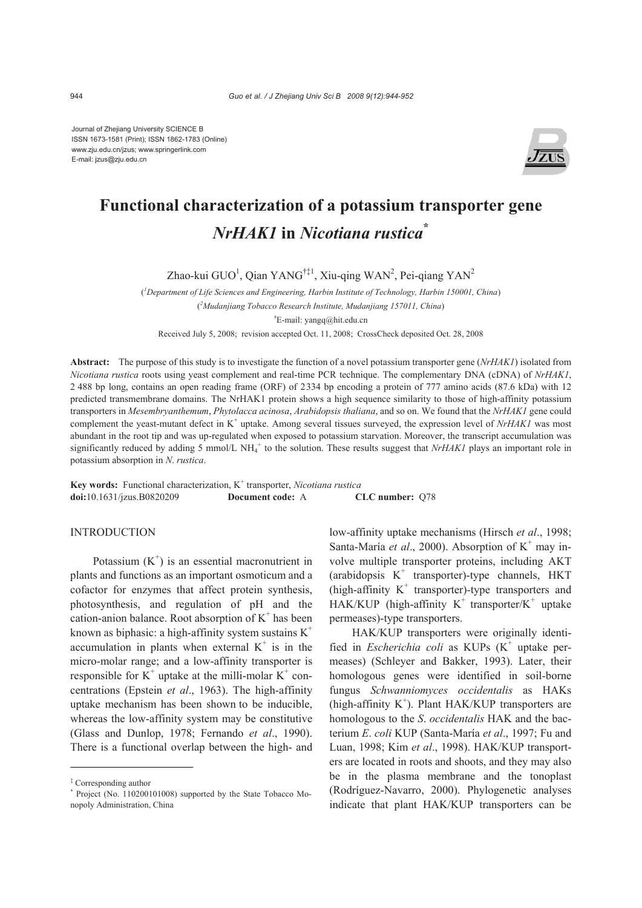Journal of Zhejiang University SCIENCE B
ISSN 1673-1581 (Print); ISSN 1862-1783 (Online)
www.zju.edu.cn/jzus; www.springerlink.com
E-mail: jzus@zju.edu.cn

# Functional characterization of a potassium transporter gene *NrHAK1* in *Nicotiana rustica*[*]

Zhao-kui GUO[1], Qian YANG[†‡1], Xiu-qing WAN[2], Pei-qiang YAN[2]

([1]*Department of Life Sciences and Engineering, Harbin Institute of Technology, Harbin 150001, China*)

([2]*Mudanjiang Tobacco Research Institute, Mudanjiang 157011, China*)

[†]E-mail: yangq@hit.edu.cn

Received July 5, 2008; revision accepted Oct. 11, 2008; CrossCheck deposited Oct. 28, 2008

**Abstract:** The purpose of this study is to investigate the function of a novel potassium transporter gene (*NrHAK1*) isolated from *Nicotiana rustica* roots using yeast complement and real-time PCR technique. The complementary DNA (cDNA) of *NrHAK1*, 2 488 bp long, contains an open reading frame (ORF) of 2334 bp encoding a protein of 777 amino acids (87.6 kDa) with 12 predicted transmembrane domains. The NrHAK1 protein shows a high sequence similarity to those of high-affinity potassium transporters in *Mesembryanthemum*, *Phytolacca acinosa*, *Arabidopsis thaliana*, and so on. We found that the *NrHAK1* gene could complement the yeast-mutant defect in $K^+$ uptake. Among several tissues surveyed, the expression level of *NrHAK1* was most abundant in the root tip and was up-regulated when exposed to potassium starvation. Moreover, the transcript accumulation was significantly reduced by adding 5 mmol/L $NH_4^+$ to the solution. These results suggest that *NrHAK1* plays an important role in potassium absorption in *N. rustica*.

**Key words:** Functional characterization, $K^+$ transporter, *Nicotiana rustica*
**doi:**10.1631/jzus.B0820209 **Document code:** A **CLC number:** Q78

## INTRODUCTION

Potassium ($K^+$) is an essential macronutrient in plants and functions as an important osmoticum and a cofactor for enzymes that affect protein synthesis, photosynthesis, and regulation of pH and the cation-anion balance. Root absorption of $K^+$ has been known as biphasic: a high-affinity system sustains $K^+$ accumulation in plants when external $K^+$ is in the micro-molar range; and a low-affinity transporter is responsible for $K^+$ uptake at the milli-molar $K^+$ concentrations (Epstein *et al*., 1963). The high-affinity uptake mechanism has been shown to be inducible, whereas the low-affinity system may be constitutive (Glass and Dunlop, 1978; Fernando *et al*., 1990). There is a functional overlap between the high- and low-affinity uptake mechanisms (Hirsch *et al*., 1998; Santa-María *et al*., 2000). Absorption of $K^+$ may involve multiple transporter proteins, including AKT (arabidopsis $K^+$ transporter)-type channels, HKT (high-affinity $K^+$ transporter)-type transporters and HAK/KUP (high-affinity $K^+$ transporter/$K^+$ uptake permeases)-type transporters.

HAK/KUP transporters were originally identified in *Escherichia coli* as KUPs ($K^+$ uptake permeases) (Schleyer and Bakker, 1993). Later, their homologous genes were identified in soil-borne fungus *Schwanniomyces occidentalis* as HAKs (high-affinity $K^+$). Plant HAK/KUP transporters are homologous to the *S. occidentalis* HAK and the bacterium *E. coli* KUP (Santa-María *et al*., 1997; Fu and Luan, 1998; Kim *et al*., 1998). HAK/KUP transporters are located in roots and shoots, and they may also be in the plasma membrane and the tonoplast (Rodríguez-Navarro, 2000). Phylogenetic analyses indicate that plant HAK/KUP transporters can be

---

[‡] Corresponding author

[*] Project (No. 110200101008) supported by the State Tobacco Monopoly Administration, China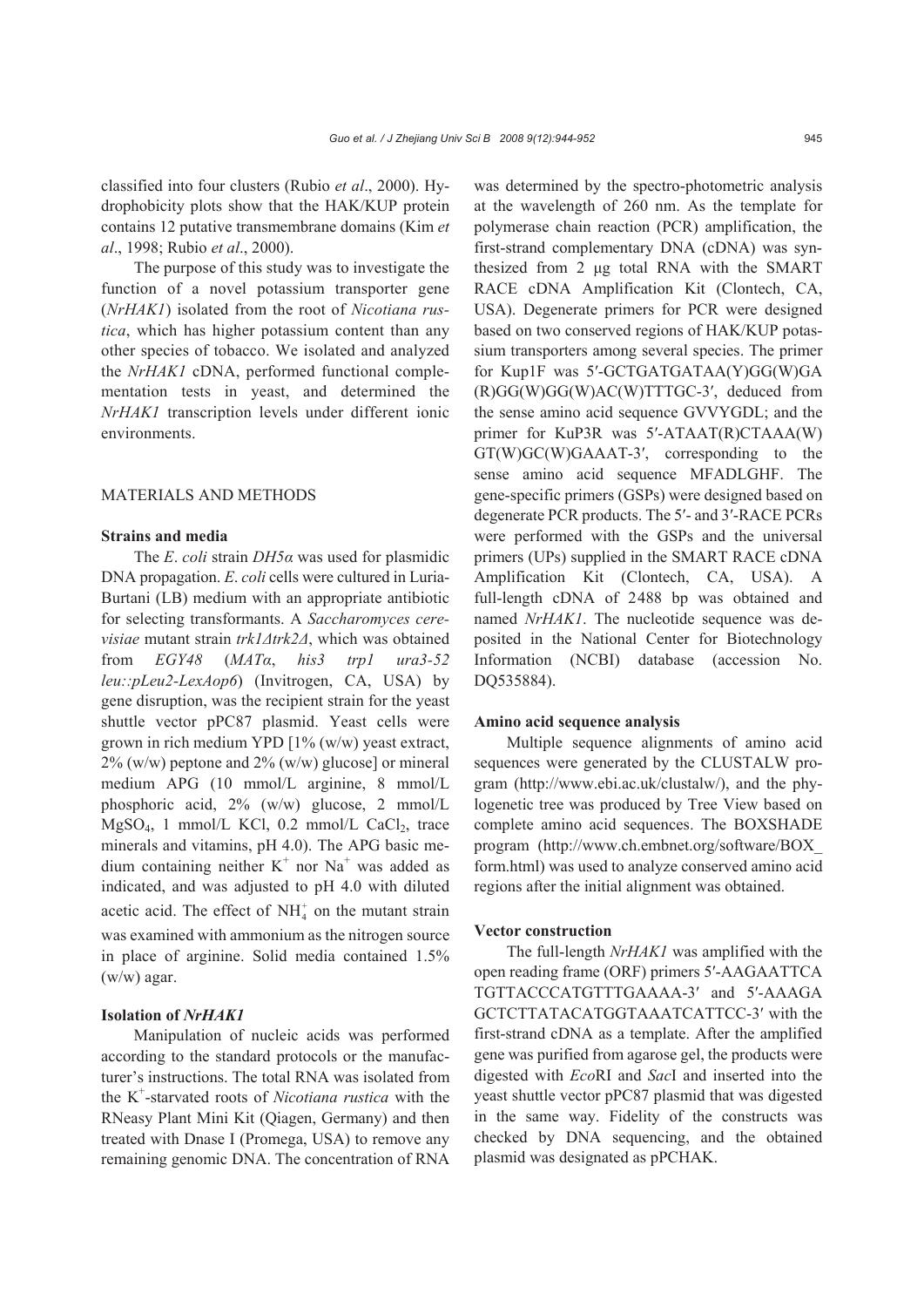classified into four clusters (Rubio *et al*., 2000). Hydrophobicity plots show that the HAK/KUP protein contains 12 putative transmembrane domains (Kim *et al*., 1998; Rubio *et al*., 2000).

The purpose of this study was to investigate the function of a novel potassium transporter gene (*NrHAK1*) isolated from the root of *Nicotiana rustica*, which has higher potassium content than any other species of tobacco. We isolated and analyzed the *NrHAK1* cDNA, performed functional complementation tests in yeast, and determined the *NrHAK1* transcription levels under different ionic environments.

## MATERIALS AND METHODS

### Strains and media

The *E*. *coli* strain *DH5α* was used for plasmidic DNA propagation. *E*. *coli* cells were cultured in Luria-Burtani (LB) medium with an appropriate antibiotic for selecting transformants. A *Saccharomyces cerevisiae* mutant strain *trk1Δtrk2Δ*, which was obtained from *EGY48* (*MATα*, *his3 trp1 ura3-52 leu::pLeu2-LexAop6*) (Invitrogen, CA, USA) by gene disruption, was the recipient strain for the yeast shuttle vector pPC87 plasmid. Yeast cells were grown in rich medium YPD [1% (w/w) yeast extract, 2% (w/w) peptone and 2% (w/w) glucose] or mineral medium APG (10 mmol/L arginine, 8 mmol/L phosphoric acid, 2% (w/w) glucose, 2 mmol/L $MgSO_4$, 1 mmol/L KCl, 0.2 mmol/L $CaCl_2$, trace minerals and vitamins, pH 4.0). The APG basic medium containing neither $K^+$ nor $Na^+$ was added as indicated, and was adjusted to pH 4.0 with diluted acetic acid. The effect of $NH_4^+$ on the mutant strain was examined with ammonium as the nitrogen source in place of arginine. Solid media contained 1.5% (w/w) agar.

### Isolation of *NrHAK1*

Manipulation of nucleic acids was performed according to the standard protocols or the manufacturer's instructions. The total RNA was isolated from the $K^+$-starvated roots of *Nicotiana rustica* with the RNeasy Plant Mini Kit (Qiagen, Germany) and then treated with Dnase I (Promega, USA) to remove any remaining genomic DNA. The concentration of RNA was determined by the spectro-photometric analysis at the wavelength of 260 nm. As the template for polymerase chain reaction (PCR) amplification, the first-strand complementary DNA (cDNA) was synthesized from 2 μg total RNA with the SMART RACE cDNA Amplification Kit (Clontech, CA, USA). Degenerate primers for PCR were designed based on two conserved regions of HAK/KUP potassium transporters among several species. The primer for Kup1F was 5′-GCTGATGATAA(Y)GG(W)GA(R)GG(W)GG(W)AC(W)TTTGC-3′, deduced from the sense amino acid sequence GVVYGDL; and the primer for KuP3R was 5′-ATAAT(R)CTAAA(W)GT(W)GC(W)GAAAT-3′, corresponding to the sense amino acid sequence MFADLGHF. The gene-specific primers (GSPs) were designed based on degenerate PCR products. The 5′- and 3′-RACE PCRs were performed with the GSPs and the universal primers (UPs) supplied in the SMART RACE cDNA Amplification Kit (Clontech, CA, USA). A full-length cDNA of 2488 bp was obtained and named *NrHAK1*. The nucleotide sequence was deposited in the National Center for Biotechnology Information (NCBI) database (accession No. DQ535884).

### Amino acid sequence analysis

Multiple sequence alignments of amino acid sequences were generated by the CLUSTALW program (http://www.ebi.ac.uk/clustalw/), and the phylogenetic tree was produced by Tree View based on complete amino acid sequences. The BOXSHADE program (http://www.ch.embnet.org/software/BOX_form.html) was used to analyze conserved amino acid regions after the initial alignment was obtained.

### Vector construction

The full-length *NrHAK1* was amplified with the open reading frame (ORF) primers 5′-AAGAATTCATGTTACCCATGTTTGAAAA-3′ and 5′-AAAGAGCTCTTATACATGGTAAATCATTCC-3′ with the first-strand cDNA as a template. After the amplified gene was purified from agarose gel, the products were digested with *Eco*RI and *Sac*I and inserted into the yeast shuttle vector pPC87 plasmid that was digested in the same way. Fidelity of the constructs was checked by DNA sequencing, and the obtained plasmid was designated as pPCHAK.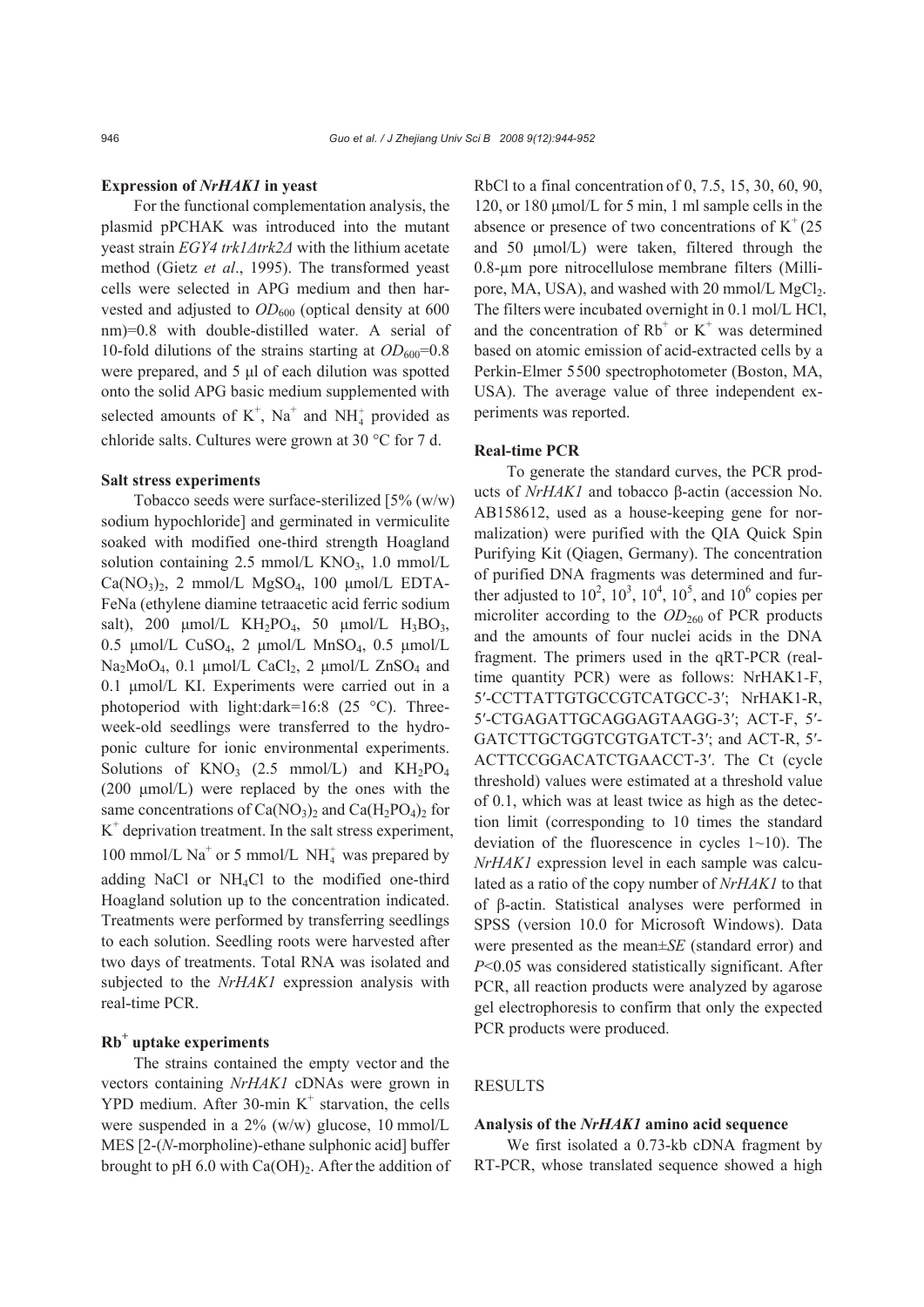### Expression of *NrHAK1* in yeast

For the functional complementation analysis, the plasmid pPCHAK was introduced into the mutant yeast strain *EGY4 trk1Δtrk2Δ* with the lithium acetate method (Gietz *et al*., 1995). The transformed yeast cells were selected in APG medium and then harvested and adjusted to $OD_{600}$ (optical density at 600 nm)=0.8 with double-distilled water. A serial of 10-fold dilutions of the strains starting at $OD_{600}$=0.8 were prepared, and 5 μl of each dilution was spotted onto the solid APG basic medium supplemented with selected amounts of $K^+$, $Na^+$ and $NH_4^+$ provided as chloride salts. Cultures were grown at 30 °C for 7 d.

### Salt stress experiments

Tobacco seeds were surface-sterilized [5% (w/w) sodium hypochloride] and germinated in vermiculite soaked with modified one-third strength Hoagland solution containing 2.5 mmol/L $KNO_3$, 1.0 mmol/L $Ca(NO_3)_2$, 2 mmol/L $MgSO_4$, 100 μmol/L EDTA-FeNa (ethylene diamine tetraacetic acid ferric sodium salt), 200 μmol/L $KH_2PO_4$, 50 μmol/L $H_3BO_3$, 0.5 μmol/L $CuSO_4$, 2 μmol/L $MnSO_4$, 0.5 μmol/L $Na_2MoO_4$, 0.1 μmol/L $CaCl_2$, 2 μmol/L $ZnSO_4$ and 0.1 μmol/L KI. Experiments were carried out in a photoperiod with light:dark=16:8 (25 °C). Three-week-old seedlings were transferred to the hydroponic culture for ionic environmental experiments. Solutions of $KNO_3$ (2.5 mmol/L) and $KH_2PO_4$ (200 μmol/L) were replaced by the ones with the same concentrations of $Ca(NO_3)_2$ and $Ca(H_2PO_4)_2$ for $K^+$ deprivation treatment. In the salt stress experiment, 100 mmol/L $Na^+$ or 5 mmol/L $NH_4^+$ was prepared by adding NaCl or $NH_4Cl$ to the modified one-third Hoagland solution up to the concentration indicated. Treatments were performed by transferring seedlings to each solution. Seedling roots were harvested after two days of treatments. Total RNA was isolated and subjected to the *NrHAK1* expression analysis with real-time PCR.

### $Rb^+$ uptake experiments

The strains contained the empty vector and the vectors containing *NrHAK1* cDNAs were grown in YPD medium. After 30-min $K^+$ starvation, the cells were suspended in a 2% (w/w) glucose, 10 mmol/L MES [2-(*N*-morpholine)-ethane sulphonic acid] buffer brought to pH 6.0 with $Ca(OH)_2$. After the addition of RbCl to a final concentration of 0, 7.5, 15, 30, 60, 90, 120, or 180 μmol/L for 5 min, 1 ml sample cells in the absence or presence of two concentrations of $K^+$ (25 and 50 μmol/L) were taken, filtered through the 0.8-μm pore nitrocellulose membrane filters (Millipore, MA, USA), and washed with 20 mmol/L $MgCl_2$. The filters were incubated overnight in 0.1 mol/L HCl, and the concentration of $Rb^+$ or $K^+$ was determined based on atomic emission of acid-extracted cells by a Perkin-Elmer 5500 spectrophotometer (Boston, MA, USA). The average value of three independent experiments was reported.

### Real-time PCR

To generate the standard curves, the PCR products of *NrHAK1* and tobacco β-actin (accession No. AB158612, used as a house-keeping gene for normalization) were purified with the QIA Quick Spin Purifying Kit (Qiagen, Germany). The concentration of purified DNA fragments was determined and further adjusted to $10^2$, $10^3$, $10^4$, $10^5$, and $10^6$ copies per microliter according to the $OD_{260}$ of PCR products and the amounts of four nuclei acids in the DNA fragment. The primers used in the qRT-PCR (real-time quantity PCR) were as follows: NrHAK1-F, 5′-CCTTATTGTGCCGTCATGCC-3′; NrHAK1-R, 5′-CTGAGATTGCAGGAGTAAGG-3′; ACT-F, 5′-GATCTTGCTGGTCGTGATCT-3′; and ACT-R, 5′-ACTTCCGGACATCTGAACCT-3′. The Ct (cycle threshold) values were estimated at a threshold value of 0.1, which was at least twice as high as the detection limit (corresponding to 10 times the standard deviation of the fluorescence in cycles 1~10). The *NrHAK1* expression level in each sample was calculated as a ratio of the copy number of *NrHAK1* to that of β-actin. Statistical analyses were performed in SPSS (version 10.0 for Microsoft Windows). Data were presented as the mean±*SE* (standard error) and $P<0.05$ was considered statistically significant. After PCR, all reaction products were analyzed by agarose gel electrophoresis to confirm that only the expected PCR products were produced.

## RESULTS

### Analysis of the *NrHAK1* amino acid sequence

We first isolated a 0.73-kb cDNA fragment by RT-PCR, whose translated sequence showed a high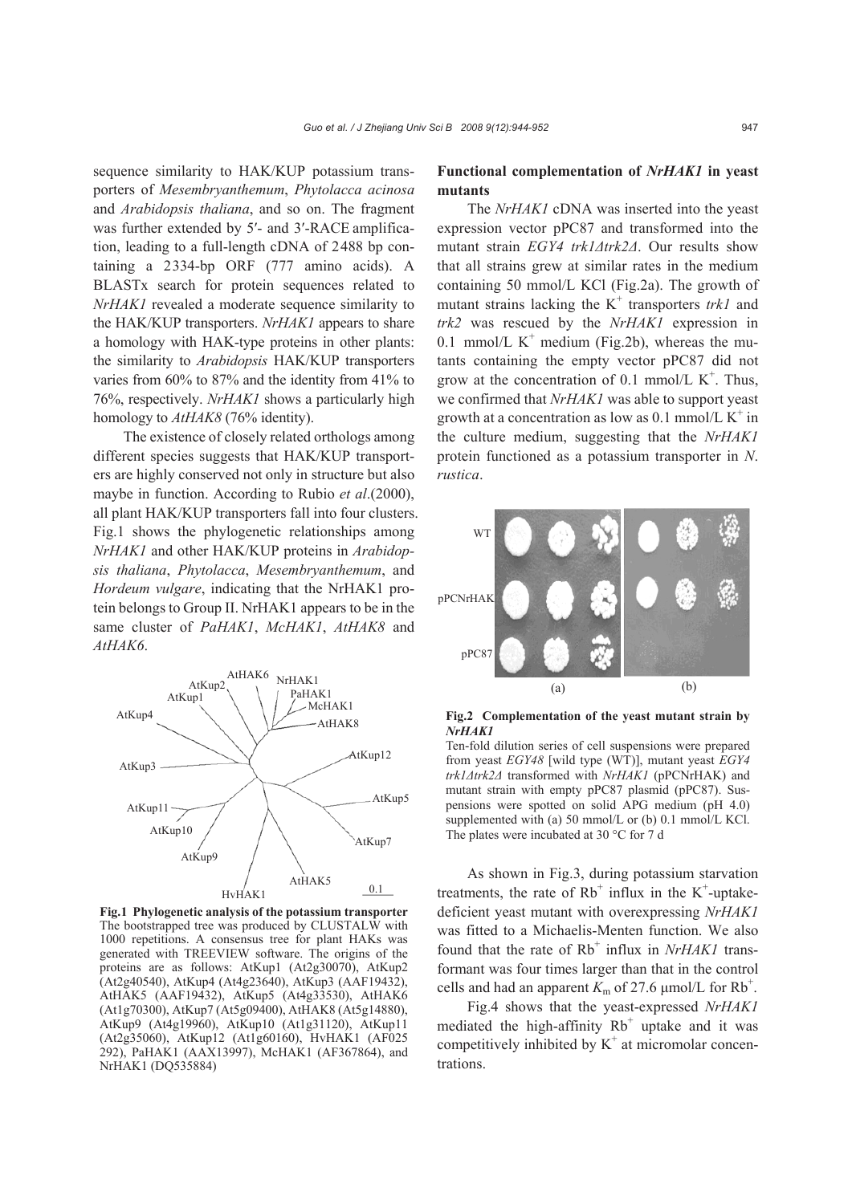sequence similarity to HAK/KUP potassium transporters of *Mesembryanthemum*, *Phytolacca acinosa* and *Arabidopsis thaliana*, and so on. The fragment was further extended by 5′- and 3′-RACE amplification, leading to a full-length cDNA of 2488 bp containing a 2334-bp ORF (777 amino acids). A BLASTx search for protein sequences related to *NrHAK1* revealed a moderate sequence similarity to the HAK/KUP transporters. *NrHAK1* appears to share a homology with HAK-type proteins in other plants: the similarity to *Arabidopsis* HAK/KUP transporters varies from 60% to 87% and the identity from 41% to 76%, respectively. *NrHAK1* shows a particularly high homology to *AtHAK8* (76% identity).

The existence of closely related orthologs among different species suggests that HAK/KUP transporters are highly conserved not only in structure but also maybe in function. According to Rubio *et al*.(2000), all plant HAK/KUP transporters fall into four clusters. Fig.1 shows the phylogenetic relationships among *NrHAK1* and other HAK/KUP proteins in *Arabidopsis thaliana*, *Phytolacca*, *Mesembryanthemum*, and *Hordeum vulgare*, indicating that the NrHAK1 protein belongs to Group II. NrHAK1 appears to be in the same cluster of *PaHAK1*, *McHAK1*, *AtHAK8* and *AtHAK6*.

**Fig.1 Phylogenetic analysis of the potassium transporter**
The bootstrapped tree was produced by CLUSTALW with 1000 repetitions. A consensus tree for plant HAKs was generated with TREEVIEW software. The origins of the proteins are as follows: AtKup1 (At2g30070), AtKup2 (At2g40540), AtKup4 (At4g23640), AtKup3 (AAF19432), AtHAK5 (AAF19432), AtKup5 (At4g33530), AtHAK6 (At1g70300), AtKup7 (At5g09400), AtHAK8 (At5g14880), AtKup9 (At4g19960), AtKup10 (At1g31120), AtKup11 (At2g35060), AtKup12 (At1g60160), HvHAK1 (AF025 292), PaHAK1 (AAX13997), McHAK1 (AF367864), and NrHAK1 (DQ535884)

## Functional complementation of *NrHAK1* in yeast mutants

The *NrHAK1* cDNA was inserted into the yeast expression vector pPC87 and transformed into the mutant strain *EGY4 trk1Δtrk2Δ*. Our results show that all strains grew at similar rates in the medium containing 50 mmol/L KCl (Fig.2a). The growth of mutant strains lacking the $K^+$ transporters *trk1* and *trk2* was rescued by the *NrHAK1* expression in 0.1 mmol/L $K^+$ medium (Fig.2b), whereas the mutants containing the empty vector pPC87 did not grow at the concentration of 0.1 mmol/L $K^+$. Thus, we confirmed that *NrHAK1* was able to support yeast growth at a concentration as low as 0.1 mmol/L $K^+$ in the culture medium, suggesting that the *NrHAK1* protein functioned as a potassium transporter in *N. rustica*.

**Fig.2 Complementation of the yeast mutant strain by *NrHAK1***
Ten-fold dilution series of cell suspensions were prepared from yeast *EGY48* [wild type (WT)], mutant yeast *EGY4 trk1Δtrk2Δ* transformed with *NrHAK1* (pPCNrHAK) and mutant strain with empty pPC87 plasmid (pPC87). Suspensions were spotted on solid APG medium (pH 4.0) supplemented with (a) 50 mmol/L or (b) 0.1 mmol/L KCl. The plates were incubated at 30 °C for 7 d

As shown in Fig.3, during potassium starvation treatments, the rate of $Rb^+$ influx in the $K^+$-uptake-deficient yeast mutant with overexpressing *NrHAK1* was fitted to a Michaelis-Menten function. We also found that the rate of $Rb^+$ influx in *NrHAK1* transformant was four times larger than that in the control cells and had an apparent $K_m$ of 27.6 μmol/L for $Rb^+$.

Fig.4 shows that the yeast-expressed *NrHAK1* mediated the high-affinity $Rb^+$ uptake and it was competitively inhibited by $K^+$ at micromolar concentrations.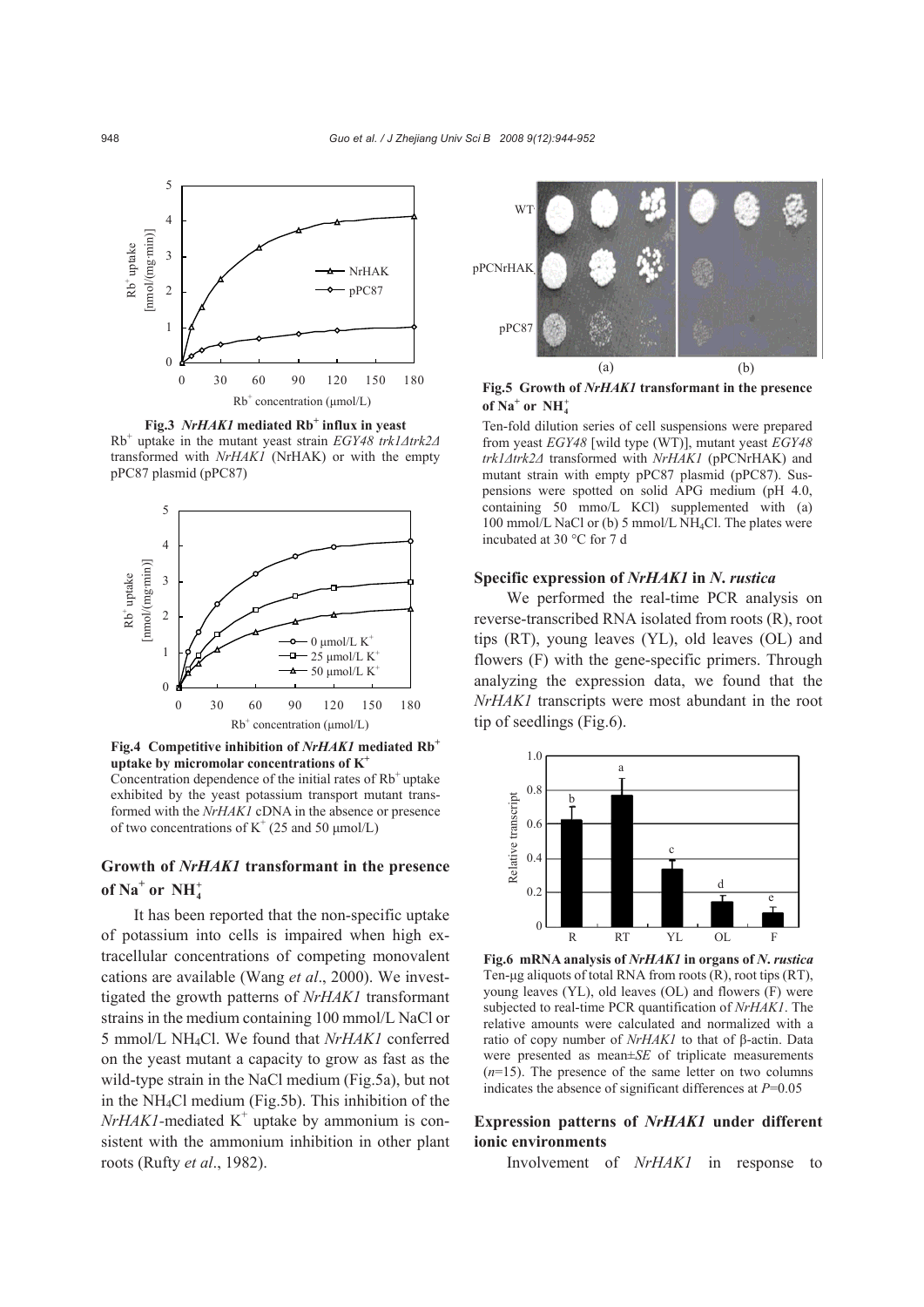**Fig.3 *NrHAK1* mediated $Rb^+$ influx in yeast**

$Rb^+$ uptake in the mutant yeast strain *EGY48 trk1Δtrk2Δ* transformed with *NrHAK1* (NrHAK) or with the empty pPC87 plasmid (pPC87)

**Fig.4 Competitive inhibition of *NrHAK1* mediated $Rb^+$ uptake by micromolar concentrations of $K^+$**

Concentration dependence of the initial rates of $Rb^+$ uptake exhibited by the yeast potassium transport mutant transformed with the *NrHAK1* cDNA in the absence or presence of two concentrations of $K^+$ (25 and 50 μmol/L)

## Growth of *NrHAK1* transformant in the presence of $Na^+$ or $NH_4^+$

It has been reported that the non-specific uptake of potassium into cells is impaired when high extracellular concentrations of competing monovalent cations are available (Wang *et al*., 2000). We investigated the growth patterns of *NrHAK1* transformant strains in the medium containing 100 mmol/L NaCl or 5 mmol/L $NH_4Cl$. We found that *NrHAK1* conferred on the yeast mutant a capacity to grow as fast as the wild-type strain in the NaCl medium (Fig.5a), but not in the $NH_4Cl$ medium (Fig.5b). This inhibition of the *NrHAK1*-mediated $K^+$ uptake by ammonium is consistent with the ammonium inhibition in other plant roots (Rufty *et al*., 1982).

**Fig.5 Growth of *NrHAK1* transformant in the presence of $Na^+$ or $NH_4^+$**

Ten-fold dilution series of cell suspensions were prepared from yeast *EGY48* [wild type (WT)], mutant yeast *EGY48 trk1Δtrk2Δ* transformed with *NrHAK1* (pPCNrHAK) and mutant strain with empty pPC87 plasmid (pPC87). Suspensions were spotted on solid APG medium (pH 4.0, containing 50 mmo/L KCl) supplemented with (a) 100 mmol/L NaCl or (b) 5 mmol/L $NH_4Cl$. The plates were incubated at 30 °C for 7 d

## Specific expression of *NrHAK1* in *N. rustica*

We performed the real-time PCR analysis on reverse-transcribed RNA isolated from roots (R), root tips (RT), young leaves (YL), old leaves (OL) and flowers (F) with the gene-specific primers. Through analyzing the expression data, we found that the *NrHAK1* transcripts were most abundant in the root tip of seedlings (Fig.6).

**Fig.6 mRNA analysis of *NrHAK1* in organs of *N. rustica***

Ten-μg aliquots of total RNA from roots (R), root tips (RT), young leaves (YL), old leaves (OL) and flowers (F) were subjected to real-time PCR quantification of *NrHAK1*. The relative amounts were calculated and normalized with a ratio of copy number of *NrHAK1* to that of β-actin. Data were presented as mean±*SE* of triplicate measurements ($n$=15). The presence of the same letter on two columns indicates the absence of significant differences at $P$=0.05

## Expression patterns of *NrHAK1* under different ionic environments

Involvement of *NrHAK1* in response to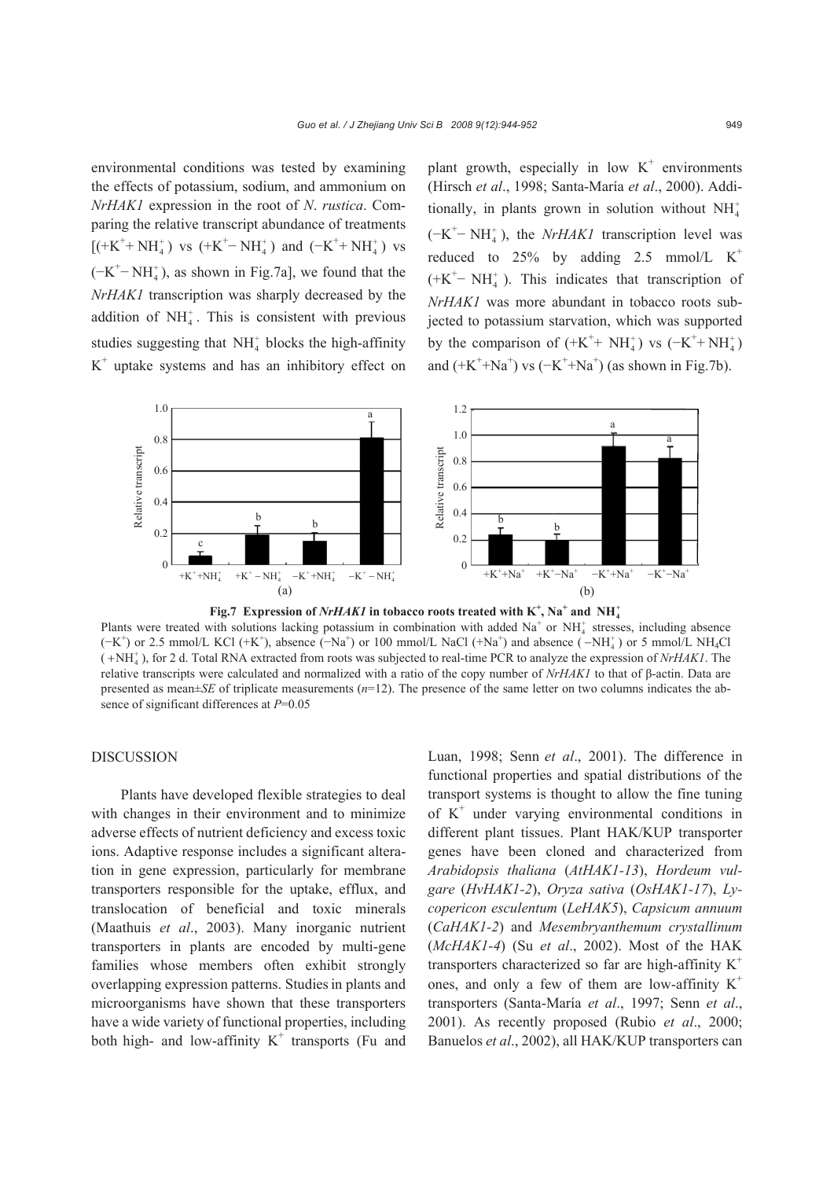environmental conditions was tested by examining the effects of potassium, sodium, and ammonium on *NrHAK1* expression in the root of *N*. *rustica*. Comparing the relative transcript abundance of treatments [($+K^+ + NH_4^+$) vs ($+K^+ - NH_4^+$) and ($-K^+ + NH_4^+$) vs ($-K^+ - NH_4^+$), as shown in Fig.7a], we found that the *NrHAK1* transcription was sharply decreased by the addition of $NH_4^+$. This is consistent with previous studies suggesting that $NH_4^+$ blocks the high-affinity $K^+$ uptake systems and has an inhibitory effect on plant growth, especially in low $K^+$ environments (Hirsch *et al*., 1998; Santa-María *et al*., 2000). Additionally, in plants grown in solution without $NH_4^+$ ($-K^+ - NH_4^+$), the *NrHAK1* transcription level was reduced to 25% by adding 2.5 mmol/L $K^+$ ($+K^+ - NH_4^+$). This indicates that transcription of *NrHAK1* was more abundant in tobacco roots subjected to potassium starvation, which was supported by the comparison of ($+K^+ + NH_4^+$) vs ($-K^+ + NH_4^+$) and ($+K^+ + Na^+$) vs ($-K^+ + Na^+$) (as shown in Fig.7b).

**Fig.7 Expression of *NrHAK1* in tobacco roots treated with $K^+$, $Na^+$ and $NH_4^+$**

Plants were treated with solutions lacking potassium in combination with added $Na^+$ or $NH_4^+$ stresses, including absence ($-K^+$) or 2.5 mmol/L KCl ($+K^+$), absence ($-Na^+$) or 100 mmol/L NaCl ($+Na^+$) and absence ($-NH_4^+$) or 5 mmol/L $NH_4Cl$ ($+NH_4^+$), for 2 d. Total RNA extracted from roots was subjected to real-time PCR to analyze the expression of *NrHAK1*. The relative transcripts were calculated and normalized with a ratio of the copy number of *NrHAK1* to that of β-actin. Data are presented as mean±*SE* of triplicate measurements ($n$=12). The presence of the same letter on two columns indicates the absence of significant differences at $P$=0.05

## DISCUSSION

Plants have developed flexible strategies to deal with changes in their environment and to minimize adverse effects of nutrient deficiency and excess toxic ions. Adaptive response includes a significant alteration in gene expression, particularly for membrane transporters responsible for the uptake, efflux, and translocation of beneficial and toxic minerals (Maathuis *et al*., 2003). Many inorganic nutrient transporters in plants are encoded by multi-gene families whose members often exhibit strongly overlapping expression patterns. Studies in plants and microorganisms have shown that these transporters have a wide variety of functional properties, including both high- and low-affinity $K^+$ transports (Fu and Luan, 1998; Senn *et al*., 2001). The difference in functional properties and spatial distributions of the transport systems is thought to allow the fine tuning of $K^+$ under varying environmental conditions in different plant tissues. Plant HAK/KUP transporter genes have been cloned and characterized from *Arabidopsis thaliana* (*AtHAK1-13*), *Hordeum vulgare* (*HvHAK1-2*), *Oryza sativa* (*OsHAK1-17*), *Lycopericon esculentum* (*LeHAK5*), *Capsicum annuum* (*CaHAK1-2*) and *Mesembryanthemum crystallinum* (*McHAK1-4*) (Su *et al*., 2002). Most of the HAK transporters characterized so far are high-affinity $K^+$ ones, and only a few of them are low-affinity $K^+$ transporters (Santa-María *et al*., 1997; Senn *et al*., 2001). As recently proposed (Rubio *et al*., 2000; Banuelos *et al*., 2002), all HAK/KUP transporters can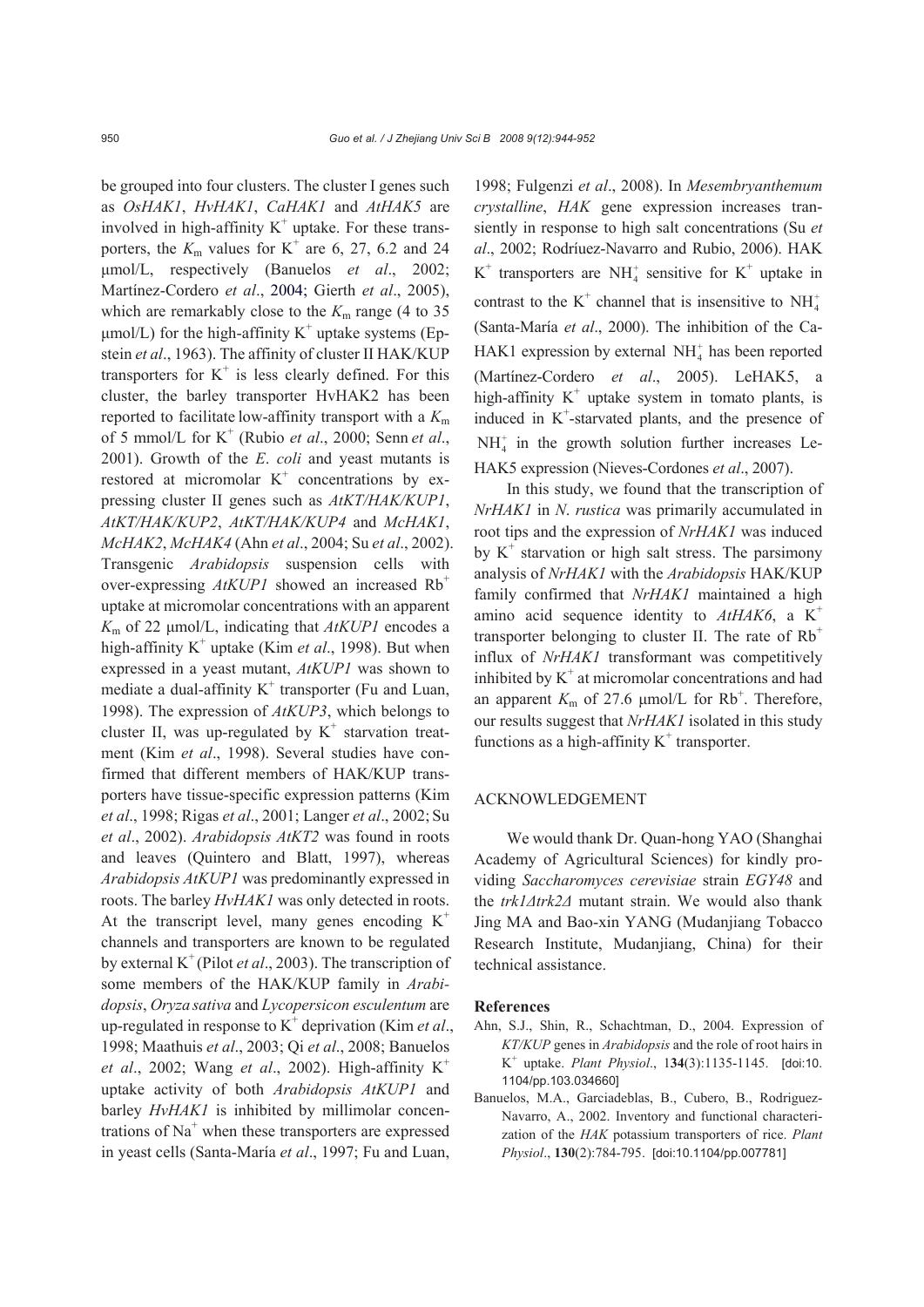be grouped into four clusters. The cluster I genes such as *OsHAK1*, *HvHAK1*, *CaHAK1* and *AtHAK5* are involved in high-affinity $K^+$ uptake. For these transporters, the $K_m$ values for $K^+$ are 6, 27, 6.2 and 24 μmol/L, respectively (Banuelos *et al*., 2002; Martínez-Cordero *et al*., 2004; Gierth *et al*., 2005), which are remarkably close to the $K_m$ range (4 to 35 μmol/L) for the high-affinity $K^+$ uptake systems (Epstein *et al*., 1963). The affinity of cluster II HAK/KUP transporters for $K^+$ is less clearly defined. For this cluster, the barley transporter HvHAK2 has been reported to facilitate low-affinity transport with a $K_m$ of 5 mmol/L for $K^+$ (Rubio *et al*., 2000; Senn *et al*., 2001). Growth of the *E*. *coli* and yeast mutants is restored at micromolar $K^+$ concentrations by expressing cluster II genes such as *AtKT/HAK/KUP1*, *AtKT/HAK/KUP2*, *AtKT/HAK/KUP4* and *McHAK1*, *McHAK2*, *McHAK4* (Ahn *et al*., 2004; Su *et al*., 2002). Transgenic *Arabidopsis* suspension cells with over-expressing *AtKUP1* showed an increased $Rb^+$ uptake at micromolar concentrations with an apparent $K_m$ of 22 μmol/L, indicating that *AtKUP1* encodes a high-affinity $K^+$ uptake (Kim *et al*., 1998). But when expressed in a yeast mutant, *AtKUP1* was shown to mediate a dual-affinity $K^+$ transporter (Fu and Luan, 1998). The expression of *AtKUP3*, which belongs to cluster II, was up-regulated by $K^+$ starvation treatment (Kim *et al*., 1998). Several studies have confirmed that different members of HAK/KUP transporters have tissue-specific expression patterns (Kim *et al*., 1998; Rigas *et al*., 2001; Langer *et al*., 2002; Su *et al*., 2002). *Arabidopsis AtKT2* was found in roots and leaves (Quintero and Blatt, 1997), whereas *Arabidopsis AtKUP1* was predominantly expressed in roots. The barley *HvHAK1* was only detected in roots. At the transcript level, many genes encoding $K^+$ channels and transporters are known to be regulated by external $K^+$ (Pilot *et al*., 2003). The transcription of some members of the HAK/KUP family in *Arabidopsis*, *Oryza sativa* and *Lycopersicon esculentum* are up-regulated in response to $K^+$ deprivation (Kim *et al*., 1998; Maathuis *et al*., 2003; Qi *et al*., 2008; Banuelos *et al*., 2002; Wang *et al*., 2002). High-affinity $K^+$ uptake activity of both *Arabidopsis AtKUP1* and barley *HvHAK1* is inhibited by millimolar concentrations of $Na^+$ when these transporters are expressed in yeast cells (Santa-María *et al*., 1997; Fu and Luan, 1998; Fulgenzi *et al*., 2008). In *Mesembryanthemum crystalline*, *HAK* gene expression increases transiently in response to high salt concentrations (Su *et al*., 2002; Rodríuez-Navarro and Rubio, 2006). HAK $K^+$ transporters are $NH_4^+$ sensitive for $K^+$ uptake in contrast to the $K^+$ channel that is insensitive to $NH_4^+$ (Santa-María *et al*., 2000). The inhibition of the CaHAK1 expression by external $NH_4^+$ has been reported (Martínez-Cordero *et al*., 2005). LeHAK5, a high-affinity $K^+$ uptake system in tomato plants, is induced in $K^+$-starvated plants, and the presence of $NH_4^+$ in the growth solution further increases LeHAK5 expression (Nieves-Cordones *et al*., 2007).

In this study, we found that the transcription of *NrHAK1* in *N*. *rustica* was primarily accumulated in root tips and the expression of *NrHAK1* was induced by $K^+$ starvation or high salt stress. The parsimony analysis of *NrHAK1* with the *Arabidopsis* HAK/KUP family confirmed that *NrHAK1* maintained a high amino acid sequence identity to *AtHAK6*, a $K^+$ transporter belonging to cluster II. The rate of $Rb^+$ influx of *NrHAK1* transformant was competitively inhibited by $K^+$ at micromolar concentrations and had an apparent $K_m$ of 27.6 μmol/L for $Rb^+$. Therefore, our results suggest that *NrHAK1* isolated in this study functions as a high-affinity $K^+$ transporter.

## ACKNOWLEDGEMENT

We would thank Dr. Quan-hong YAO (Shanghai Academy of Agricultural Sciences) for kindly providing *Saccharomyces cerevisiae* strain *EGY48* and the *trk1Δtrk2Δ* mutant strain. We would also thank Jing MA and Bao-xin YANG (Mudanjiang Tobacco Research Institute, Mudanjiang, China) for their technical assistance.

## References

Ahn, S.J., Shin, R., Schachtman, D., 2004. Expression of *KT/KUP* genes in *Arabidopsis* and the role of root hairs in $K^+$ uptake. *Plant Physiol*., 1**34**(3):1135-1145. [doi:10.1104/pp.103.034660]

Banuelos, M.A., Garciadeblas, B., Cubero, B., Rodriguez-Navarro, A., 2002. Inventory and functional characterization of the *HAK* potassium transporters of rice. *Plant Physiol*., **130**(2):784-795. [doi:10.1104/pp.007781]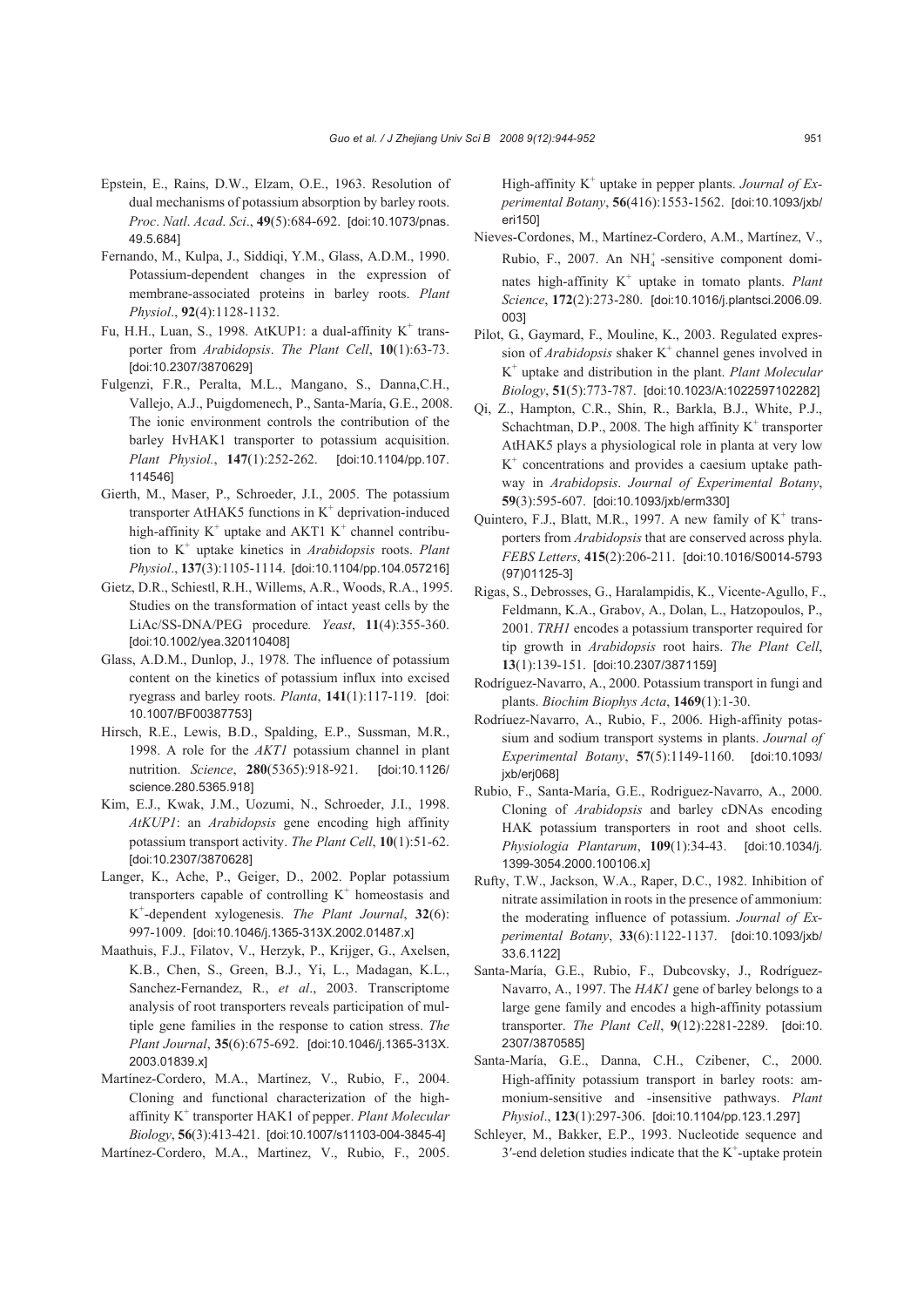Epstein, E., Rains, D.W., Elzam, O.E., 1963. Resolution of dual mechanisms of potassium absorption by barley roots. *Proc. Natl. Acad. Sci.*, **49**(5):684-692. [doi:10.1073/pnas.49.5.684]

Fernando, M., Kulpa, J., Siddiqi, Y.M., Glass, A.D.M., 1990. Potassium-dependent changes in the expression of membrane-associated proteins in barley roots. *Plant Physiol.*, **92**(4):1128-1132.

Fu, H.H., Luan, S., 1998. AtKUP1: a dual-affinity $K^+$ transporter from *Arabidopsis*. *The Plant Cell*, **10**(1):63-73. [doi:10.2307/3870629]

Fulgenzi, F.R., Peralta, M.L., Mangano, S., Danna,C.H., Vallejo, A.J., Puigdomenech, P., Santa-María, G.E., 2008. The ionic environment controls the contribution of the barley HvHAK1 transporter to potassium acquisition. *Plant Physiol.*, **147**(1):252-262. [doi:10.1104/pp.107.114546]

Gierth, M., Maser, P., Schroeder, J.I., 2005. The potassium transporter AtHAK5 functions in $K^+$ deprivation-induced high-affinity $K^+$ uptake and AKT1 $K^+$ channel contribution to $K^+$ uptake kinetics in *Arabidopsis* roots. *Plant Physiol.*, **137**(3):1105-1114. [doi:10.1104/pp.104.057216]

Gietz, D.R., Schiestl, R.H., Willems, A.R., Woods, R.A., 1995. Studies on the transformation of intact yeast cells by the LiAc/SS-DNA/PEG procedure*. Yeast*, **11**(4):355-360. [doi:10.1002/yea.320110408]

Glass, A.D.M., Dunlop, J., 1978. The influence of potassium content on the kinetics of potassium influx into excised ryegrass and barley roots. *Planta*, **141**(1):117-119. [doi:10.1007/BF00387753]

Hirsch, R.E., Lewis, B.D., Spalding, E.P., Sussman, M.R., 1998. A role for the *AKT1* potassium channel in plant nutrition. *Science*, **280**(5365):918-921. [doi:10.1126/science.280.5365.918]

Kim, E.J., Kwak, J.M., Uozumi, N., Schroeder, J.I., 1998. *AtKUP1*: an *Arabidopsis* gene encoding high affinity potassium transport activity. *The Plant Cell*, **10**(1):51-62. [doi:10.2307/3870628]

Langer, K., Ache, P., Geiger, D., 2002. Poplar potassium transporters capable of controlling $K^+$ homeostasis and $K^+$-dependent xylogenesis. *The Plant Journal*, **32**(6): 997-1009. [doi:10.1046/j.1365-313X.2002.01487.x]

Maathuis, F.J., Filatov, V., Herzyk, P., Krijger, G., Axelsen, K.B., Chen, S., Green, B.J., Yi, L., Madagan, K.L., Sanchez-Fernandez, R., *et al*., 2003. Transcriptome analysis of root transporters reveals participation of multiple gene families in the response to cation stress. *The Plant Journal*, **35**(6):675-692. [doi:10.1046/j.1365-313X.2003.01839.x]

Martínez-Cordero, M.A., Martínez, V., Rubio, F., 2004. Cloning and functional characterization of the high-affinity $K^+$ transporter HAK1 of pepper. *Plant Molecular Biology*, **56**(3):413-421. [doi:10.1007/s11103-004-3845-4]

Martínez-Cordero, M.A., Martinez, V., Rubio, F., 2005. High-affinity $K^+$ uptake in pepper plants. *Journal of Experimental Botany*, **56**(416):1553-1562. [doi:10.1093/jxb/eri150]

Nieves-Cordones, M., Martínez-Cordero, A.M., Martínez, V., Rubio, F., 2007. An $NH_4^+$-sensitive component dominates high-affinity $K^+$ uptake in tomato plants. *Plant Science*, **172**(2):273-280. [doi:10.1016/j.plantsci.2006.09.003]

Pilot, G., Gaymard, F., Mouline, K., 2003. Regulated expression of *Arabidopsis* shaker $K^+$ channel genes involved in $K^+$ uptake and distribution in the plant. *Plant Molecular Biology*, **51**(5):773-787. [doi:10.1023/A:1022597102282]

Qi, Z., Hampton, C.R., Shin, R., Barkla, B.J., White, P.J., Schachtman, D.P., 2008. The high affinity $K^+$ transporter AtHAK5 plays a physiological role in planta at very low $K^+$ concentrations and provides a caesium uptake pathway in *Arabidopsis*. *Journal of Experimental Botany*, **59**(3):595-607. [doi:10.1093/jxb/erm330]

Quintero, F.J., Blatt, M.R., 1997. A new family of $K^+$ transporters from *Arabidopsis* that are conserved across phyla. *FEBS Letters*, **415**(2):206-211. [doi:10.1016/S0014-5793(97)01125-3]

Rigas, S., Debrosses, G., Haralampidis, K., Vicente-Agullo, F., Feldmann, K.A., Grabov, A., Dolan, L., Hatzopoulos, P., 2001. *TRH1* encodes a potassium transporter required for tip growth in *Arabidopsis* root hairs. *The Plant Cell*, **13**(1):139-151. [doi:10.2307/3871159]

Rodríguez-Navarro, A., 2000. Potassium transport in fungi and plants. *Biochim Biophys Acta*, **1469**(1):1-30.

Rodríuez-Navarro, A., Rubio, F., 2006. High-affinity potassium and sodium transport systems in plants. *Journal of Experimental Botany*, **57**(5):1149-1160. [doi:10.1093/jxb/erj068]

Rubio, F., Santa-María, G.E., Rodriguez-Navarro, A., 2000. Cloning of *Arabidopsis* and barley cDNAs encoding HAK potassium transporters in root and shoot cells. *Physiologia Plantarum*, **109**(1):34-43. [doi:10.1034/j.1399-3054.2000.100106.x]

Rufty, T.W., Jackson, W.A., Raper, D.C., 1982. Inhibition of nitrate assimilation in roots in the presence of ammonium: the moderating influence of potassium. *Journal of Experimental Botany*, **33**(6):1122-1137. [doi:10.1093/jxb/33.6.1122]

Santa-María, G.E., Rubio, F., Dubcovsky, J., Rodríguez-Navarro, A., 1997. The *HAK1* gene of barley belongs to a large gene family and encodes a high-affinity potassium transporter. *The Plant Cell*, **9**(12):2281-2289. [doi:10.2307/3870585]

Santa-María, G.E., Danna, C.H., Czibener, C., 2000. High-affinity potassium transport in barley roots: ammonium-sensitive and -insensitive pathways. *Plant Physiol.*, **123**(1):297-306. [doi:10.1104/pp.123.1.297]

Schleyer, M., Bakker, E.P., 1993. Nucleotide sequence and 3′-end deletion studies indicate that the $K^+$-uptake protein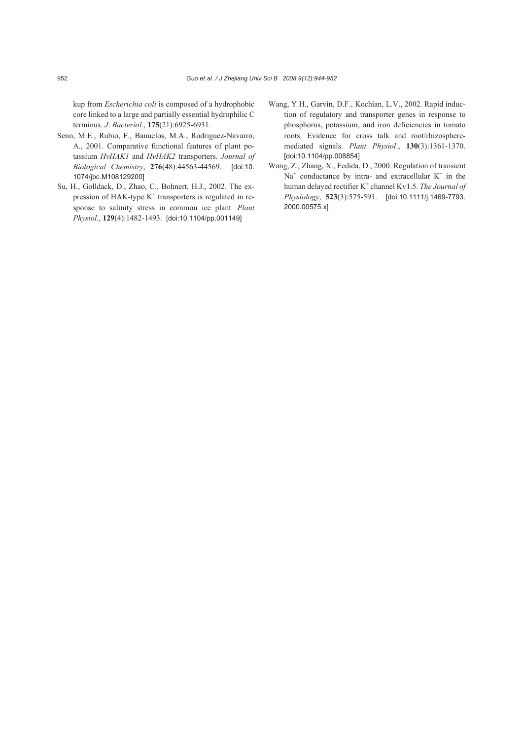kup from *Escherichia coli* is composed of a hydrophobic core linked to a large and partially essential hydrophilic C terminus. *J*. *Bacteriol*., **175**(21):6925-6931.

Senn, M.E., Rubio, F., Banuelos, M.A., Rodriguez-Navarro, A., 2001. Comparative functional features of plant potassium *HvHAK1* and *HvHAK2* transporters. *Journal of Biological Chemistry*, **276**(48):44563-44569. [doi:10.1074/jbc.M108129200]

Su, H., Golldack, D., Zhao, C., Bohnert, H.J., 2002. The expression of HAK-type $K^+$ transporters is regulated in response to salinity stress in common ice plant. *Plant Physiol*., **129**(4):1482-1493. [doi:10.1104/pp.001149]

Wang, Y.H., Garvin, D.F., Kochian, L.V., 2002. Rapid induction of regulatory and transporter genes in response to phosphorus, potassium, and iron deficiencies in tomato roots. Evidence for cross talk and root/rhizosphere-mediated signals. *Plant Physiol*., **130**(3):1361-1370. [doi:10.1104/pp.008854]

Wang, Z., Zhang, X., Fedida, D., 2000. Regulation of transient $Na^+$ conductance by intra- and extracellular $K^+$ in the human delayed rectifier $K^+$ channel Kv1.5. *The Journal of Physiology*, **523**(3):575-591. [doi:10.1111/j.1469-7793.2000.00575.x]